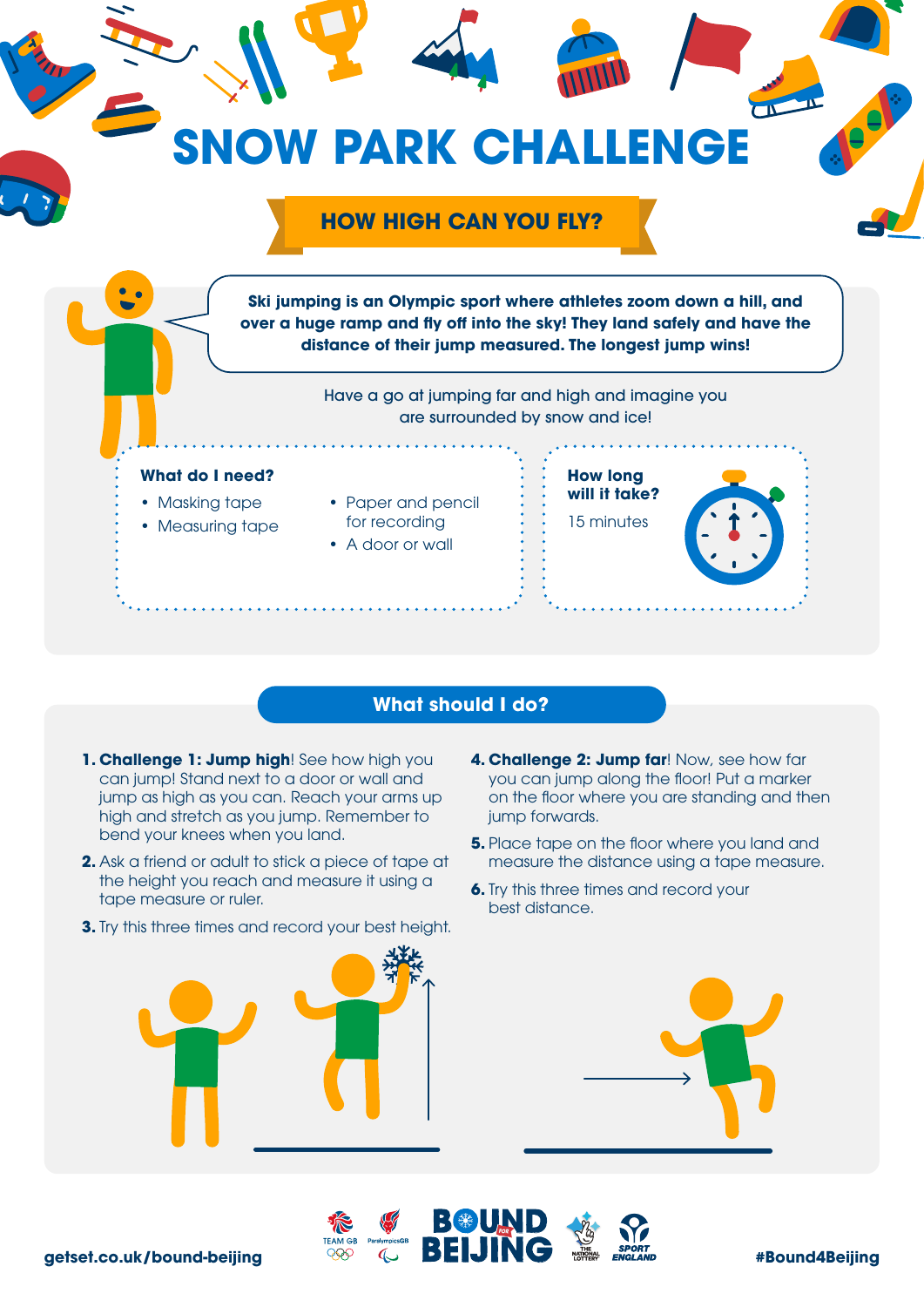# SNOW PARK CHALLENGE

## HOW HIGH CAN YOU FLY?

**Ski jumping is an Olympic sport where athletes zoom down a hill, and over a huge ramp and fly off into the sky! They land safely and have the distance of their jump measured. The longest jump wins!**

Have a go at jumping far and high and imagine you are surrounded by snow and ice!

### What do I need?

- Masking tape
- Measuring tape
- Paper and pencil for recording
- A door or wall

### How long will it take?

15 minutes

## What should I do?

1. **Challenge 1: Jump high**! See how high you can jump! Stand next to a door or wall and jump as high as you can. Reach your arms up high and stretch as you jump. Remember to bend your knees when you land.
2. Ask a friend or adult to stick a piece of tape at the height you reach and measure it using a tape measure or ruler.
3. Try this three times and record your best height.
4. **Challenge 2: Jump far**! Now, see how far you can jump along the floor! Put a marker on the floor where you are standing and then jump forwards.
5. Place tape on the floor where you land and measure the distance using a tape measure.
6. Try this three times and record your best distance.

getset.co.uk/bound-beijing

#Bound4Beijing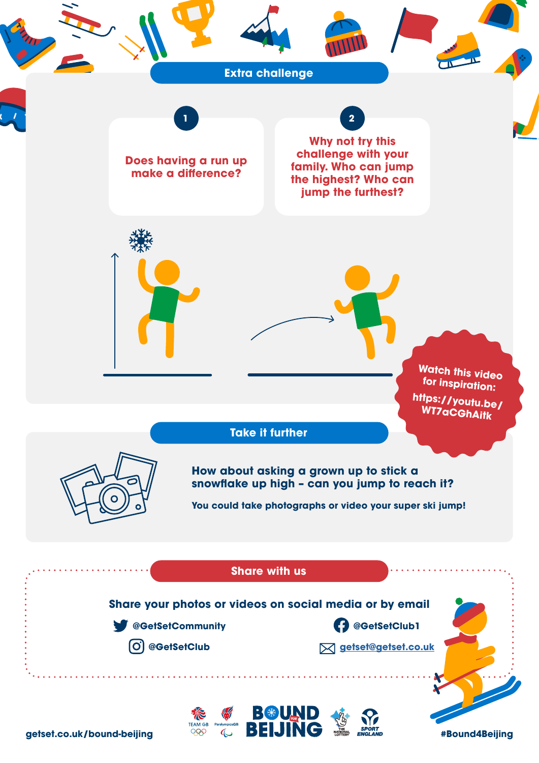## Extra challenge

1. Does having a run up make a difference?

2. Why not try this challenge with your family. Who can jump the highest? Who can jump the furthest?

Watch this video for inspiration: https://youtu.be/WT7aCGhAitk

## Take it further

How about asking a grown up to stick a snowflake up high – can you jump to reach it?

You could take photographs or video your super ski jump!

## Share with us

Share your photos or videos on social media or by email

@GetSetCommunity

@GetSetClub1

@GetSetClub

getset@getset.co.uk

getset.co.uk/bound-beijing

#Bound4Beijing